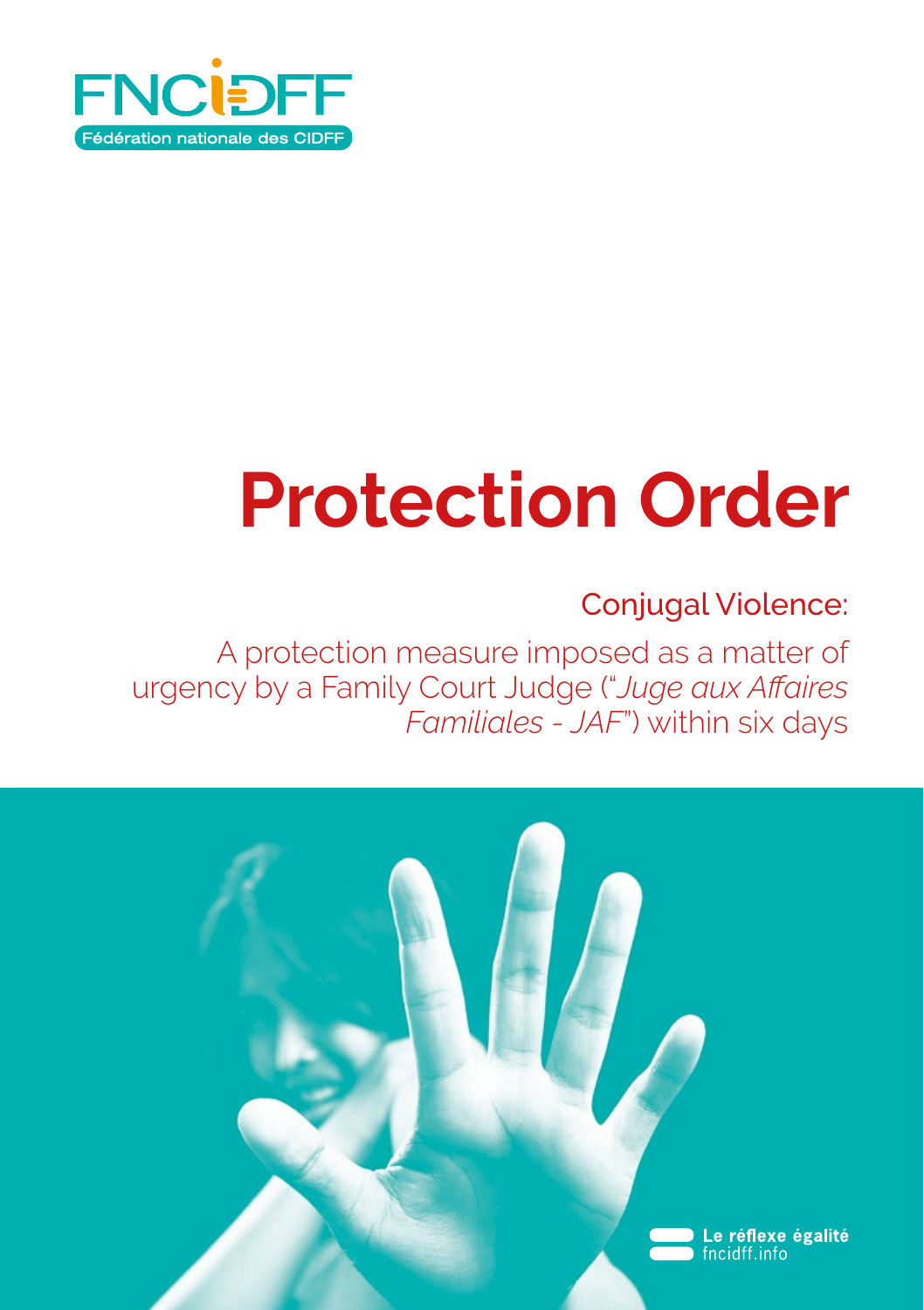FNCIDFF

Fédération nationale des CIDFF

# Protection Order

## Conjugal Violence:

A protection measure imposed as a matter of urgency by a Family Court Judge ("*Juge aux Affaires Familiales - JAF*") within six days

Le réflexe égalité
fncidff.info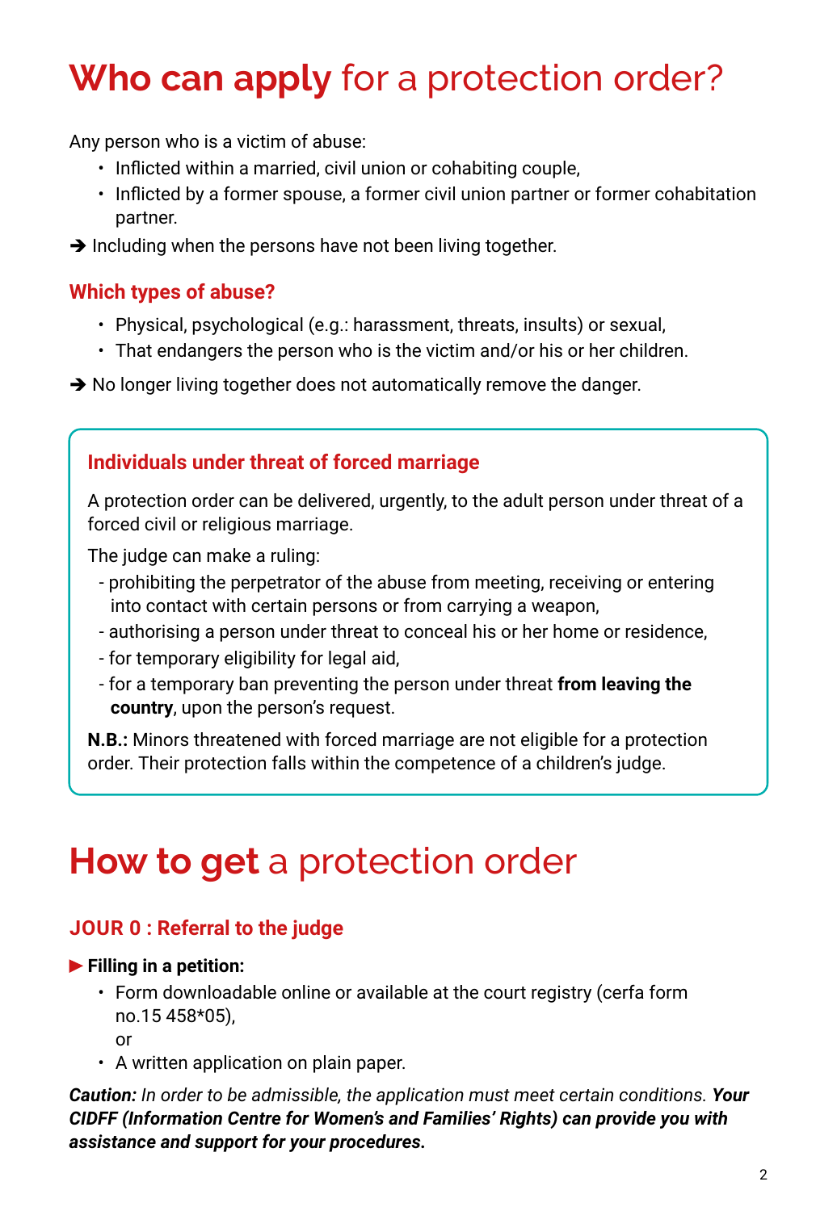# **Who can apply** for a protection order?

Any person who is a victim of abuse:

- Inflicted within a married, civil union or cohabiting couple,
- Inflicted by a former spouse, a former civil union partner or former cohabitation partner.

➔ Including when the persons have not been living together.

### Which types of abuse?

- Physical, psychological (e.g.: harassment, threats, insults) or sexual,
- That endangers the person who is the victim and/or his or her children.

➔ No longer living together does not automatically remove the danger.

### Individuals under threat of forced marriage

A protection order can be delivered, urgently, to the adult person under threat of a forced civil or religious marriage.

The judge can make a ruling:

- prohibiting the perpetrator of the abuse from meeting, receiving or entering into contact with certain persons or from carrying a weapon,
- authorising a person under threat to conceal his or her home or residence,
- for temporary eligibility for legal aid,
- for a temporary ban preventing the person under threat **from leaving the country**, upon the person's request.

**N.B.:** Minors threatened with forced marriage are not eligible for a protection order. Their protection falls within the competence of a children's judge.

# **How to get** a protection order

### JOUR 0 : Referral to the judge

▶ **Filling in a petition:**

- Form downloadable online or available at the court registry (cerfa form no.15 458*05),
  
  or
- A written application on plain paper.

***Caution:*** *In order to be admissible, the application must meet certain conditions.* ***Your CIDFF (Information Centre for Women's and Families' Rights) can provide you with assistance and support for your procedures.***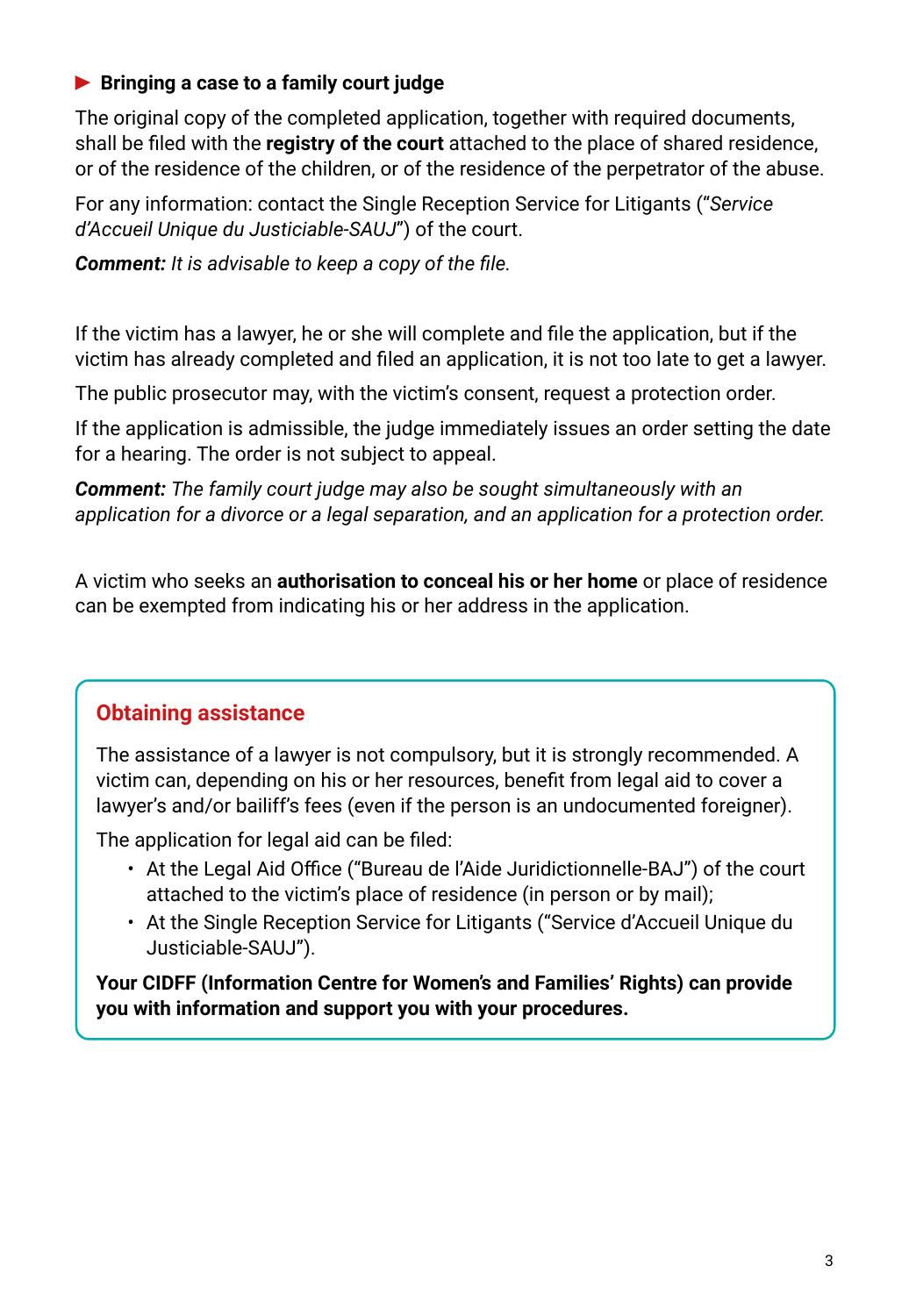### ▶ Bringing a case to a family court judge

The original copy of the completed application, together with required documents, shall be filed with the **registry of the court** attached to the place of shared residence, or of the residence of the children, or of the residence of the perpetrator of the abuse.

For any information: contact the Single Reception Service for Litigants ("*Service d'Accueil Unique du Justiciable-SAUJ*") of the court.

***Comment:*** *It is advisable to keep a copy of the file.*

If the victim has a lawyer, he or she will complete and file the application, but if the victim has already completed and filed an application, it is not too late to get a lawyer.

The public prosecutor may, with the victim's consent, request a protection order.

If the application is admissible, the judge immediately issues an order setting the date for a hearing. The order is not subject to appeal.

***Comment:*** *The family court judge may also be sought simultaneously with an application for a divorce or a legal separation, and an application for a protection order.*

A victim who seeks an **authorisation to conceal his or her home** or place of residence can be exempted from indicating his or her address in the application.

## Obtaining assistance

The assistance of a lawyer is not compulsory, but it is strongly recommended. A victim can, depending on his or her resources, benefit from legal aid to cover a lawyer's and/or bailiff's fees (even if the person is an undocumented foreigner).

The application for legal aid can be filed:

- At the Legal Aid Office ("Bureau de l'Aide Juridictionnelle-BAJ") of the court attached to the victim's place of residence (in person or by mail);
- At the Single Reception Service for Litigants ("Service d'Accueil Unique du Justiciable-SAUJ").

**Your CIDFF (Information Centre for Women's and Families' Rights) can provide you with information and support you with your procedures.**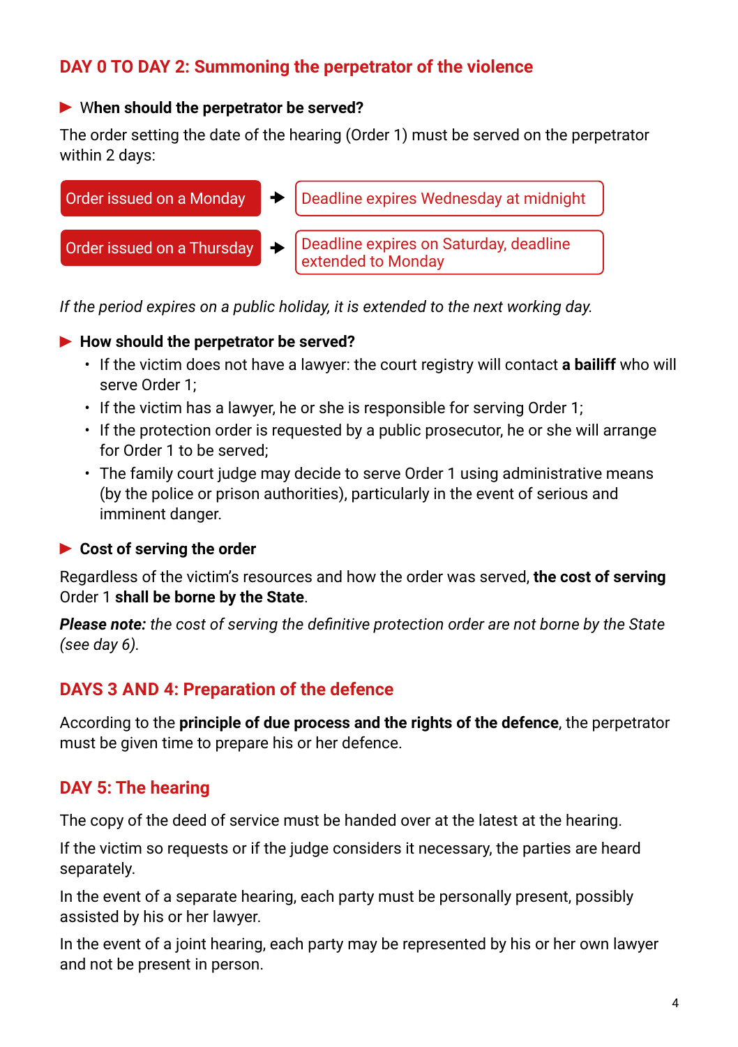## DAY 0 TO DAY 2: Summoning the perpetrator of the violence

### ▶ When should the perpetrator be served?

The order setting the date of the hearing (Order 1) must be served on the perpetrator within 2 days:

| | | |
|---|---|---|
| Order issued on a Monday | ➔ | Deadline expires Wednesday at midnight |
| Order issued on a Thursday | ➔ | Deadline expires on Saturday, deadline extended to Monday |

*If the period expires on a public holiday, it is extended to the next working day.*

### ▶ How should the perpetrator be served?

- If the victim does not have a lawyer: the court registry will contact **a bailiff** who will serve Order 1;
- If the victim has a lawyer, he or she is responsible for serving Order 1;
- If the protection order is requested by a public prosecutor, he or she will arrange for Order 1 to be served;
- The family court judge may decide to serve Order 1 using administrative means (by the police or prison authorities), particularly in the event of serious and imminent danger.

### ▶ Cost of serving the order

Regardless of the victim's resources and how the order was served, **the cost of serving** Order 1 **shall be borne by the State**.

***Please note:*** *the cost of serving the definitive protection order are not borne by the State (see day 6).*

## DAYS 3 AND 4: Preparation of the defence

According to the **principle of due process and the rights of the defence**, the perpetrator must be given time to prepare his or her defence.

## DAY 5: The hearing

The copy of the deed of service must be handed over at the latest at the hearing.

If the victim so requests or if the judge considers it necessary, the parties are heard separately.

In the event of a separate hearing, each party must be personally present, possibly assisted by his or her lawyer.

In the event of a joint hearing, each party may be represented by his or her own lawyer and not be present in person.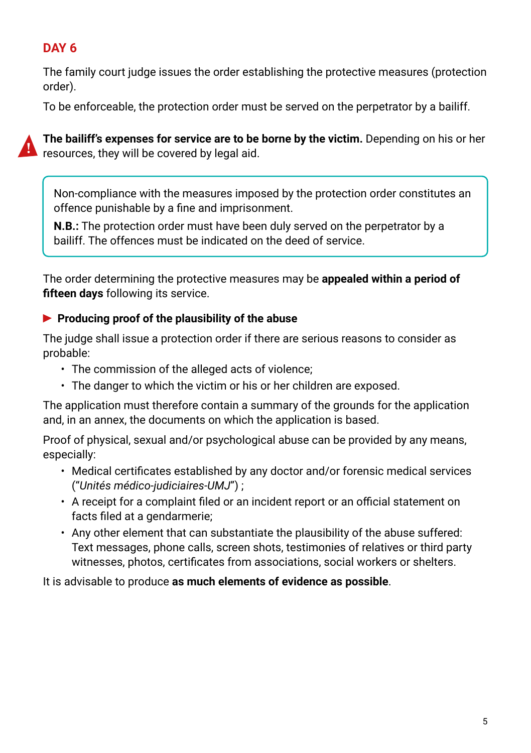## DAY 6

The family court judge issues the order establishing the protective measures (protection order).

To be enforceable, the protection order must be served on the perpetrator by a bailiff.

**The bailiff's expenses for service are to be borne by the victim.** Depending on his or her resources, they will be covered by legal aid.

> Non-compliance with the measures imposed by the protection order constitutes an offence punishable by a fine and imprisonment.
>
> **N.B.:** The protection order must have been duly served on the perpetrator by a bailiff. The offences must be indicated on the deed of service.

The order determining the protective measures may be **appealed within a period of fifteen days** following its service.

### Producing proof of the plausibility of the abuse

The judge shall issue a protection order if there are serious reasons to consider as probable:

- The commission of the alleged acts of violence;
- The danger to which the victim or his or her children are exposed.

The application must therefore contain a summary of the grounds for the application and, in an annex, the documents on which the application is based.

Proof of physical, sexual and/or psychological abuse can be provided by any means, especially:

- Medical certificates established by any doctor and/or forensic medical services ("*Unités médico-judiciaires-UMJ*") ;
- A receipt for a complaint filed or an incident report or an official statement on facts filed at a gendarmerie;
- Any other element that can substantiate the plausibility of the abuse suffered: Text messages, phone calls, screen shots, testimonies of relatives or third party witnesses, photos, certificates from associations, social workers or shelters.

It is advisable to produce **as much elements of evidence as possible**.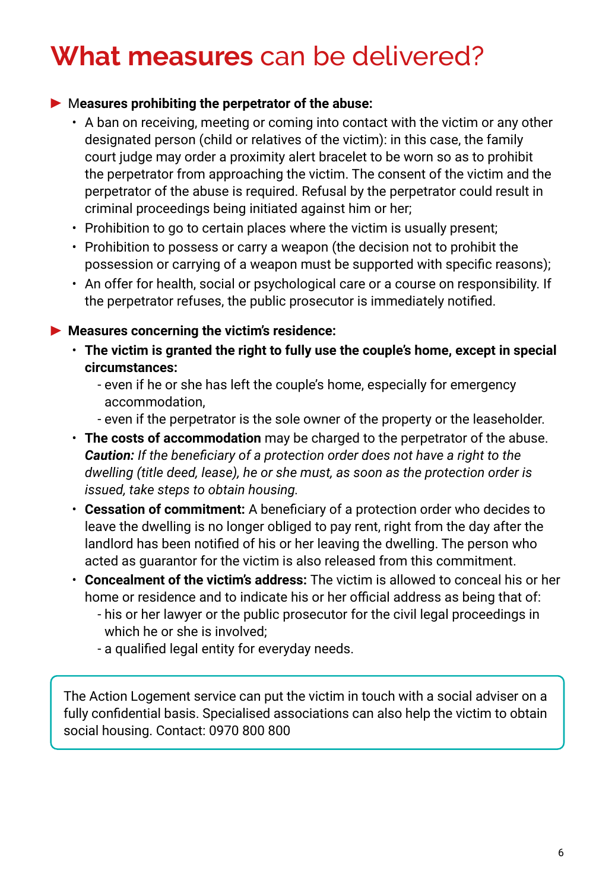# **What measures** can be delivered?

- **Measures prohibiting the perpetrator of the abuse:**
  - A ban on receiving, meeting or coming into contact with the victim or any other designated person (child or relatives of the victim): in this case, the family court judge may order a proximity alert bracelet to be worn so as to prohibit the perpetrator from approaching the victim. The consent of the victim and the perpetrator of the abuse is required. Refusal by the perpetrator could result in criminal proceedings being initiated against him or her;
  - Prohibition to go to certain places where the victim is usually present;
  - Prohibition to possess or carry a weapon (the decision not to prohibit the possession or carrying of a weapon must be supported with specific reasons);
  - An offer for health, social or psychological care or a course on responsibility. If the perpetrator refuses, the public prosecutor is immediately notified.

- **Measures concerning the victim's residence:**
  - **The victim is granted the right to fully use the couple's home, except in special circumstances:**
    - even if he or she has left the couple's home, especially for emergency accommodation,
    - even if the perpetrator is the sole owner of the property or the leaseholder.
  - **The costs of accommodation** may be charged to the perpetrator of the abuse. ***Caution:*** *If the beneficiary of a protection order does not have a right to the dwelling (title deed, lease), he or she must, as soon as the protection order is issued, take steps to obtain housing.*
  - **Cessation of commitment:** A beneficiary of a protection order who decides to leave the dwelling is no longer obliged to pay rent, right from the day after the landlord has been notified of his or her leaving the dwelling. The person who acted as guarantor for the victim is also released from this commitment.
  - **Concealment of the victim's address:** The victim is allowed to conceal his or her home or residence and to indicate his or her official address as being that of:
    - his or her lawyer or the public prosecutor for the civil legal proceedings in which he or she is involved;
    - a qualified legal entity for everyday needs.

The Action Logement service can put the victim in touch with a social adviser on a fully confidential basis. Specialised associations can also help the victim to obtain social housing. Contact: 0970 800 800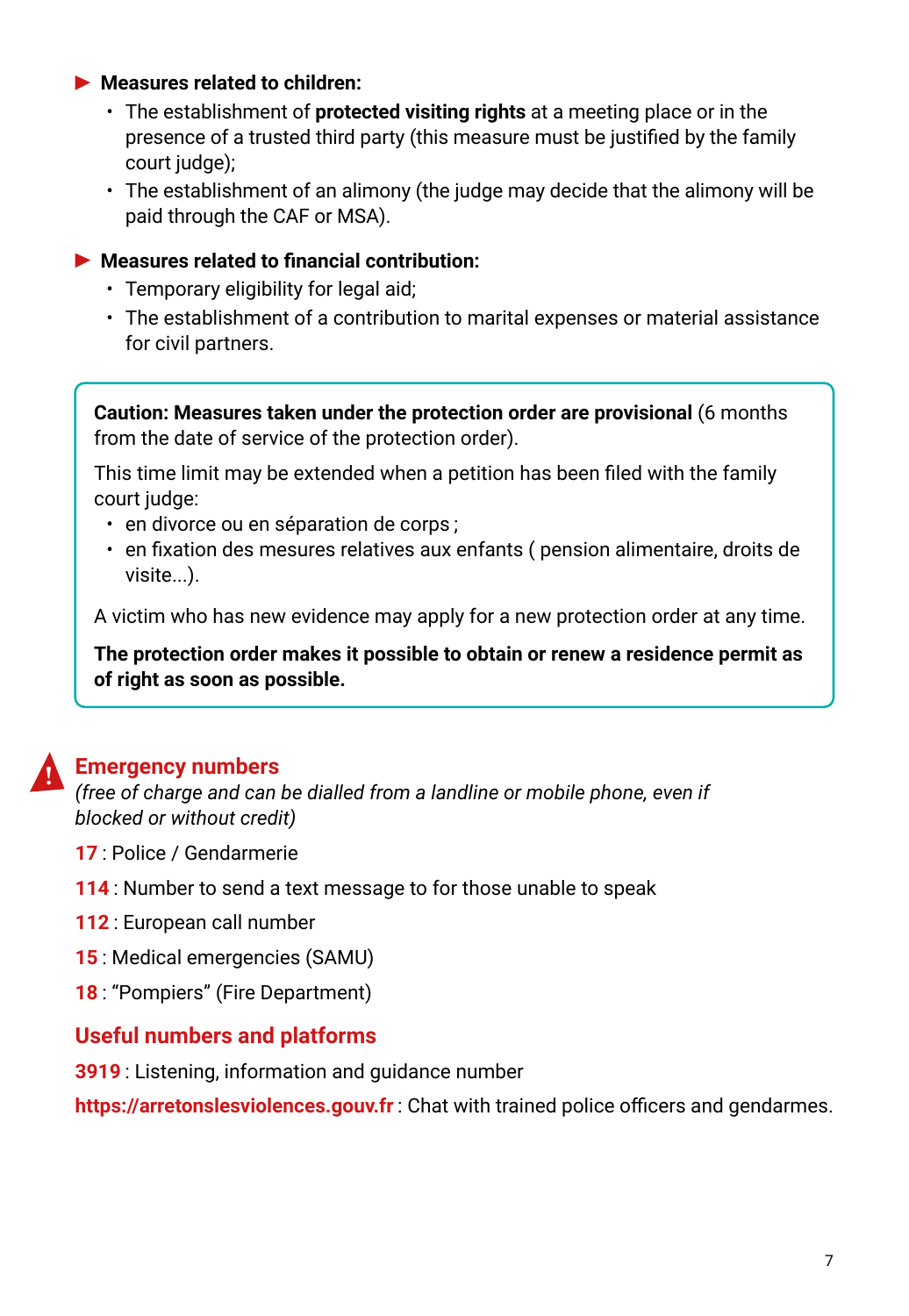- **Measures related to children:**
  - The establishment of **protected visiting rights** at a meeting place or in the presence of a trusted third party (this measure must be justified by the family court judge);
  - The establishment of an alimony (the judge may decide that the alimony will be paid through the CAF or MSA).

- **Measures related to financial contribution:**
  - Temporary eligibility for legal aid;
  - The establishment of a contribution to marital expenses or material assistance for civil partners.

> **Caution: Measures taken under the protection order are provisional** (6 months from the date of service of the protection order).
>
> This time limit may be extended when a petition has been filed with the family court judge:
> - en divorce ou en séparation de corps ;
> - en fixation des mesures relatives aux enfants ( pension alimentaire, droits de visite...).
>
> A victim who has new evidence may apply for a new protection order at any time.
>
> **The protection order makes it possible to obtain or renew a residence permit as of right as soon as possible.**

## Emergency numbers

*(free of charge and can be dialled from a landline or mobile phone, even if blocked or without credit)*

**17** : Police / Gendarmerie

**114** : Number to send a text message to for those unable to speak

**112** : European call number

**15** : Medical emergencies (SAMU)

**18** : “Pompiers” (Fire Department)

## Useful numbers and platforms

**3919** : Listening, information and guidance number

**https://arretonslesviolences.gouv.fr** : Chat with trained police officers and gendarmes.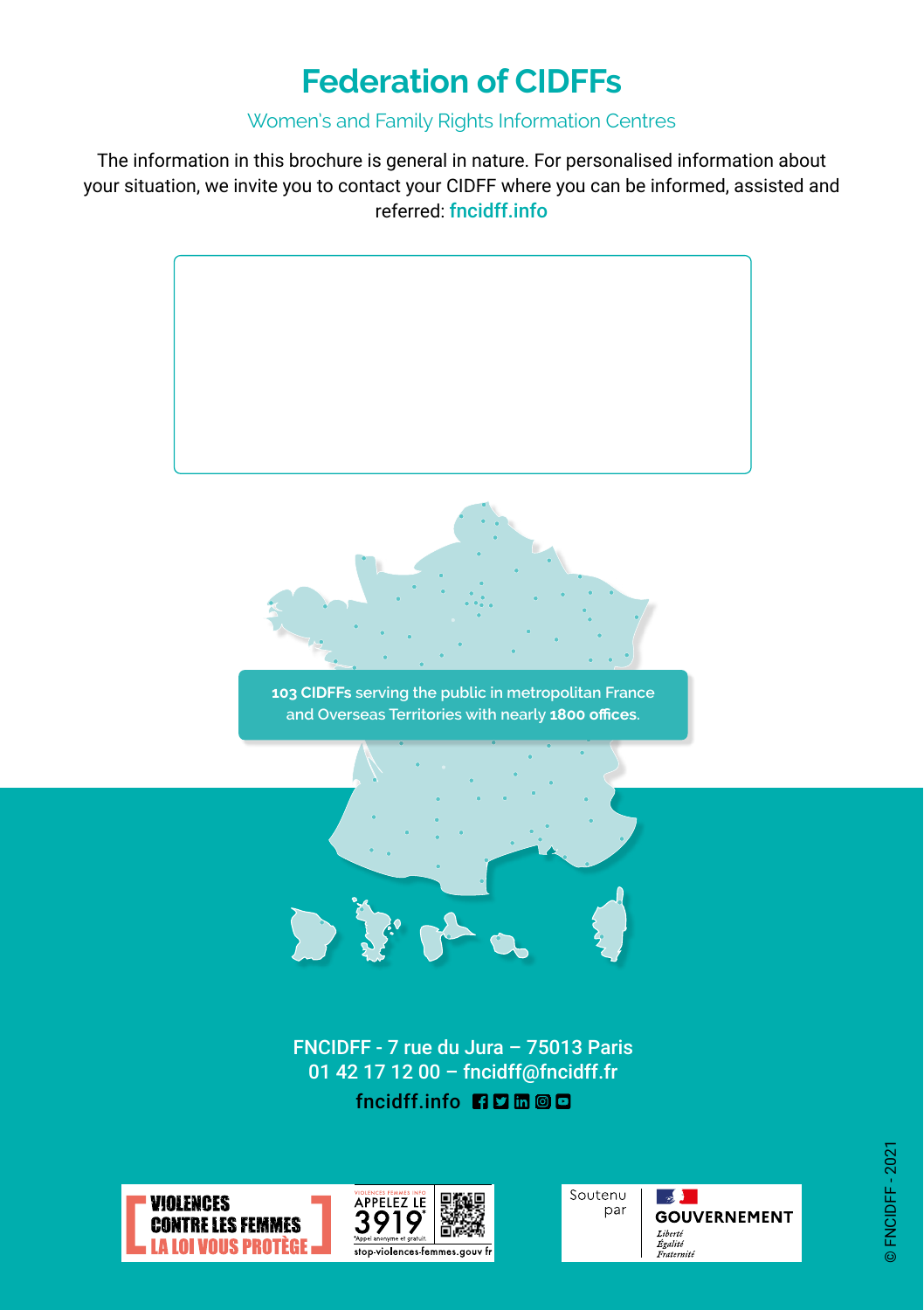# Federation of CIDFFs

Women's and Family Rights Information Centres

The information in this brochure is general in nature. For personalised information about your situation, we invite you to contact your CIDFF where you can be informed, assisted and referred: fncidff.info

**103 CIDFFs** serving the public in metropolitan France and Overseas Territories with nearly **1800 offices**.

FNCIDFF - 7 rue du Jura – 75013 Paris
01 42 17 12 00 – fncidff@fncidff.fr
fncidff.info

VIOLENCES CONTRE LES FEMMES LA LOI VOUS PROTÈGE

VIOLENCES FEMMES INFO
APPELEZ LE 3919*
*Appel anonyme et gratuit.
stop-violences-femmes.gouv.fr

Soutenu par
GOUVERNEMENT
*Liberté*
*Égalité*
*Fraternité*

© FNCIDFF - 2021